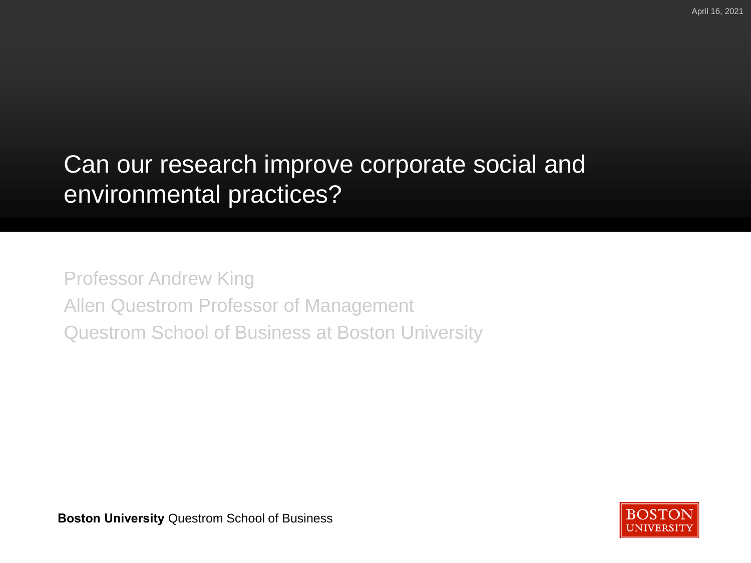April 16, 2021

# Can our research improve corporate social and environmental practices?

Professor Andrew King

Allen Questrom Professor of Management

Questrom School of Business at Boston University

**Boston University** Questrom School of Business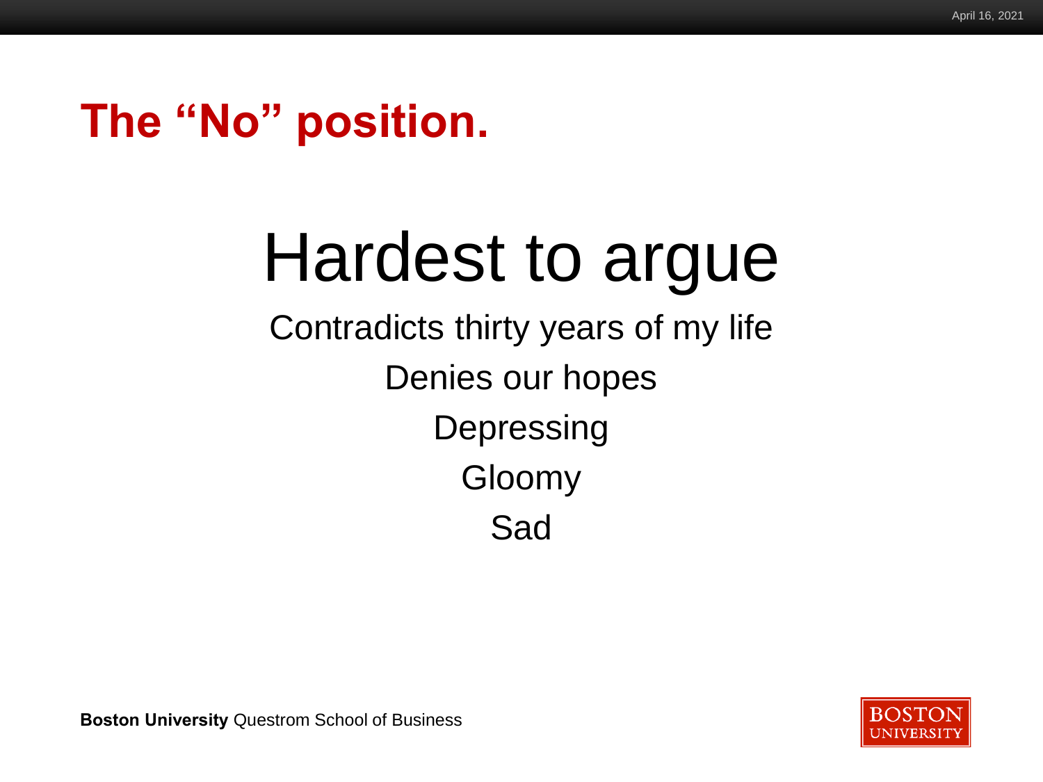# The “No” position.

## Hardest to argue

Contradicts thirty years of my life

Denies our hopes

Depressing

Gloomy

Sad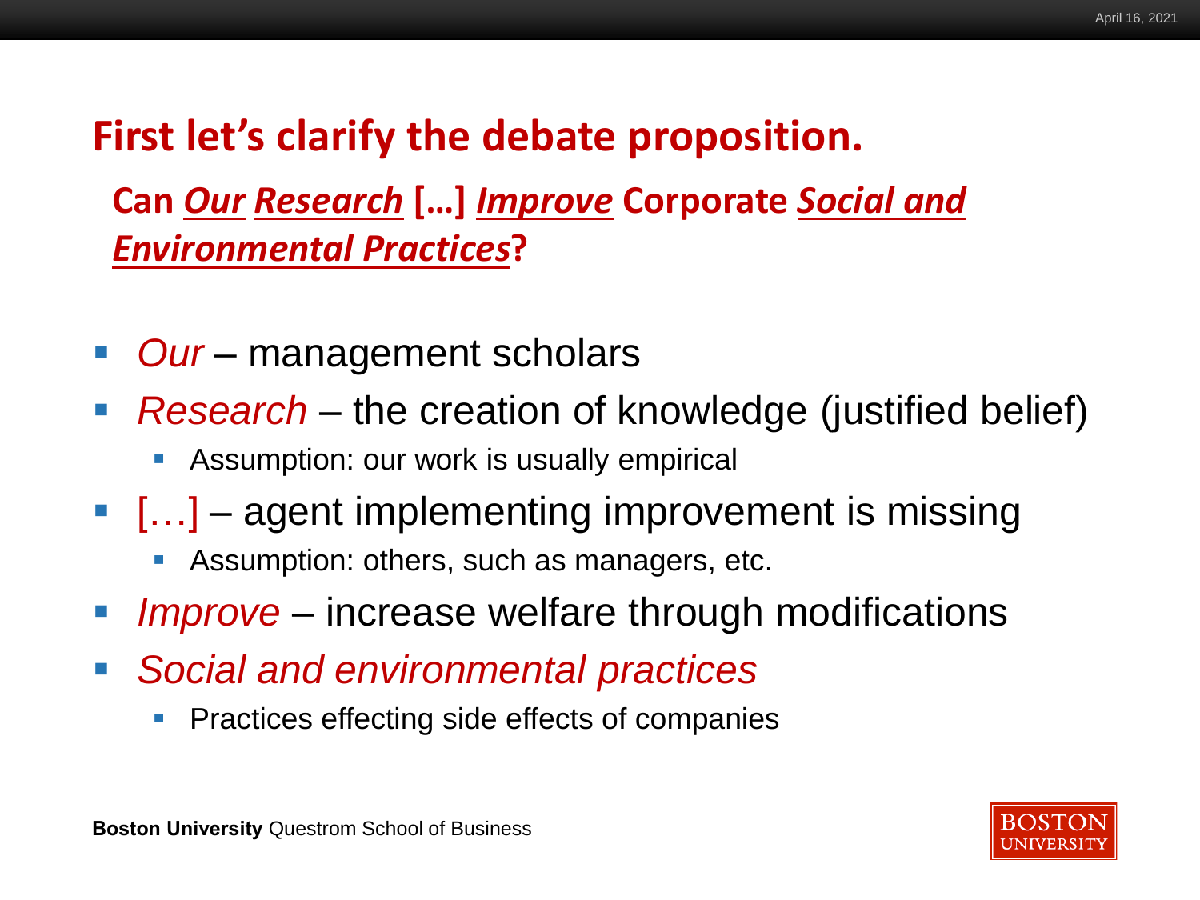# First let's clarify the debate proposition.

## Can ***Our*** ***Research*** […] ***Improve*** Corporate ***Social and Environmental Practices***?

- *Our* – management scholars
- *Research* – the creation of knowledge (justified belief)
  - Assumption: our work is usually empirical
- […] – agent implementing improvement is missing
  - Assumption: others, such as managers, etc.
- *Improve* – increase welfare through modifications
- *Social and environmental practices*
  - Practices effecting side effects of companies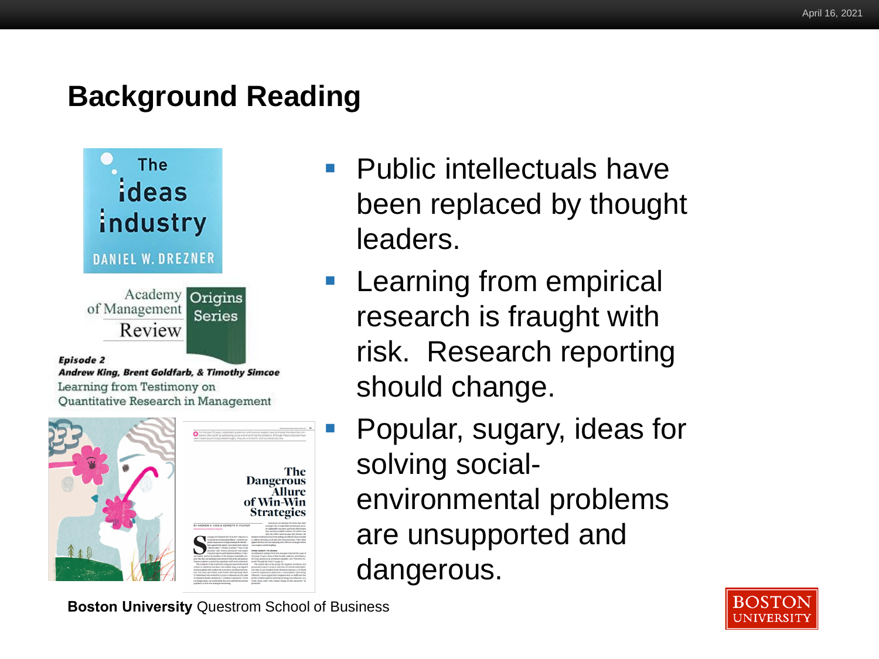# Background Reading

The Ideas Industry

DANIEL W. DREZNER

Academy of Management Review

Origins Series

*Episode 2*

***Andrew King, Brent Goldfarb, & Timothy Simcoe***

Learning from Testimony on Quantitative Research in Management

The Dangerous Allure of Win-Win Strategies

- Public intellectuals have been replaced by thought leaders.
- Learning from empirical research is fraught with risk. Research reporting should change.
- Popular, sugary, ideas for solving social-environmental problems are unsupported and dangerous.

**Boston University** Questrom School of Business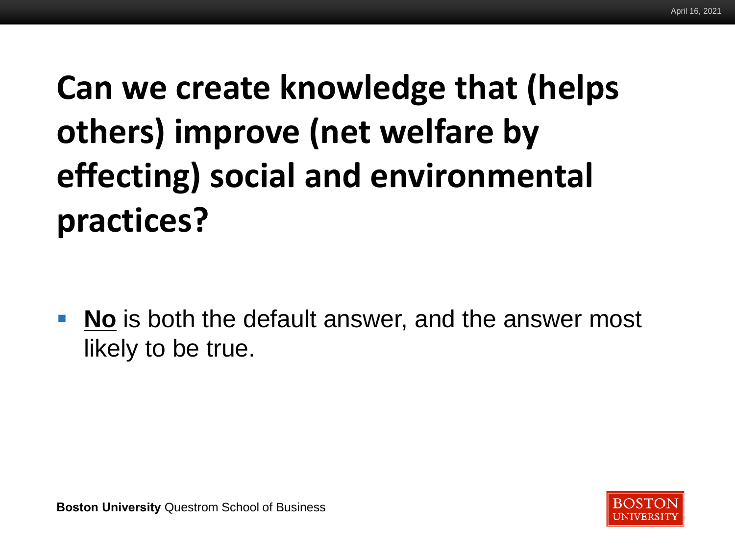# Can we create knowledge that (helps others) improve (net welfare by effecting) social and environmental practices?

- **<u>No</u>** is both the default answer, and the answer most likely to be true.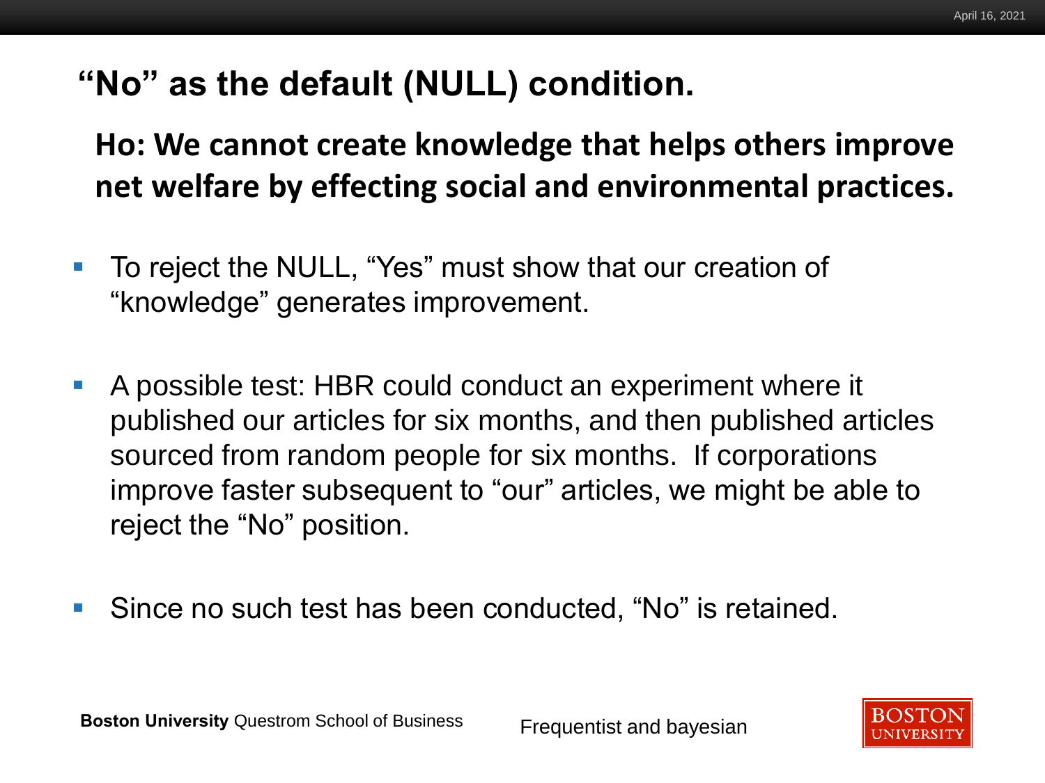# "No" as the default (NULL) condition.

**Ho: We cannot create knowledge that helps others improve net welfare by effecting social and environmental practices.**

- To reject the NULL, "Yes" must show that our creation of "knowledge" generates improvement.
- A possible test: HBR could conduct an experiment where it published our articles for six months, and then published articles sourced from random people for six months. If corporations improve faster subsequent to "our" articles, we might be able to reject the "No" position.
- Since no such test has been conducted, "No" is retained.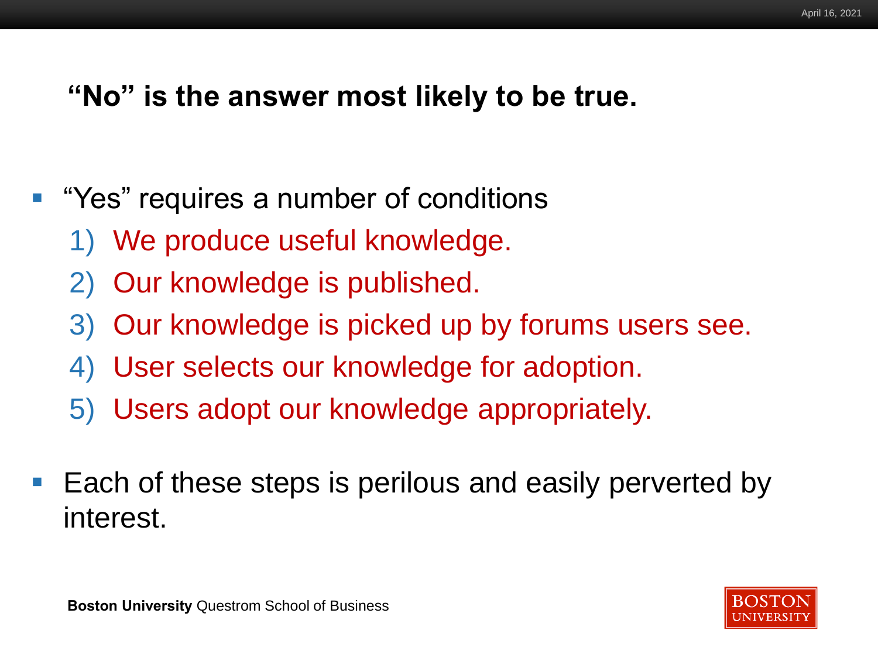## "No" is the answer most likely to be true.

- "Yes" requires a number of conditions
  1) We produce useful knowledge.
  2) Our knowledge is published.
  3) Our knowledge is picked up by forums users see.
  4) User selects our knowledge for adoption.
  5) Users adopt our knowledge appropriately.
- Each of these steps is perilous and easily perverted by interest.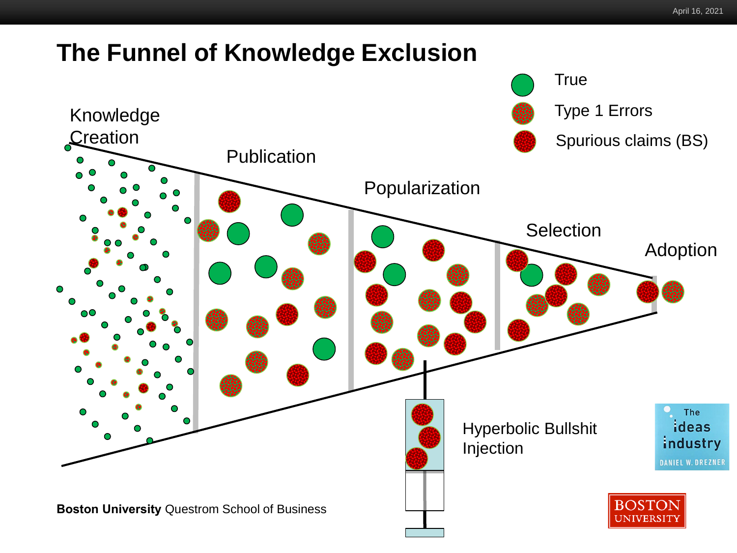# The Funnel of Knowledge Exclusion

- True
- Type 1 Errors
- Spurious claims (BS)

Knowledge Creation

Publication

Popularization

Selection

Adoption

Hyperbolic Bullshit Injection

The ideas industry
DANIEL W. DREZNER

**Boston University** Questrom School of Business

BOSTON UNIVERSITY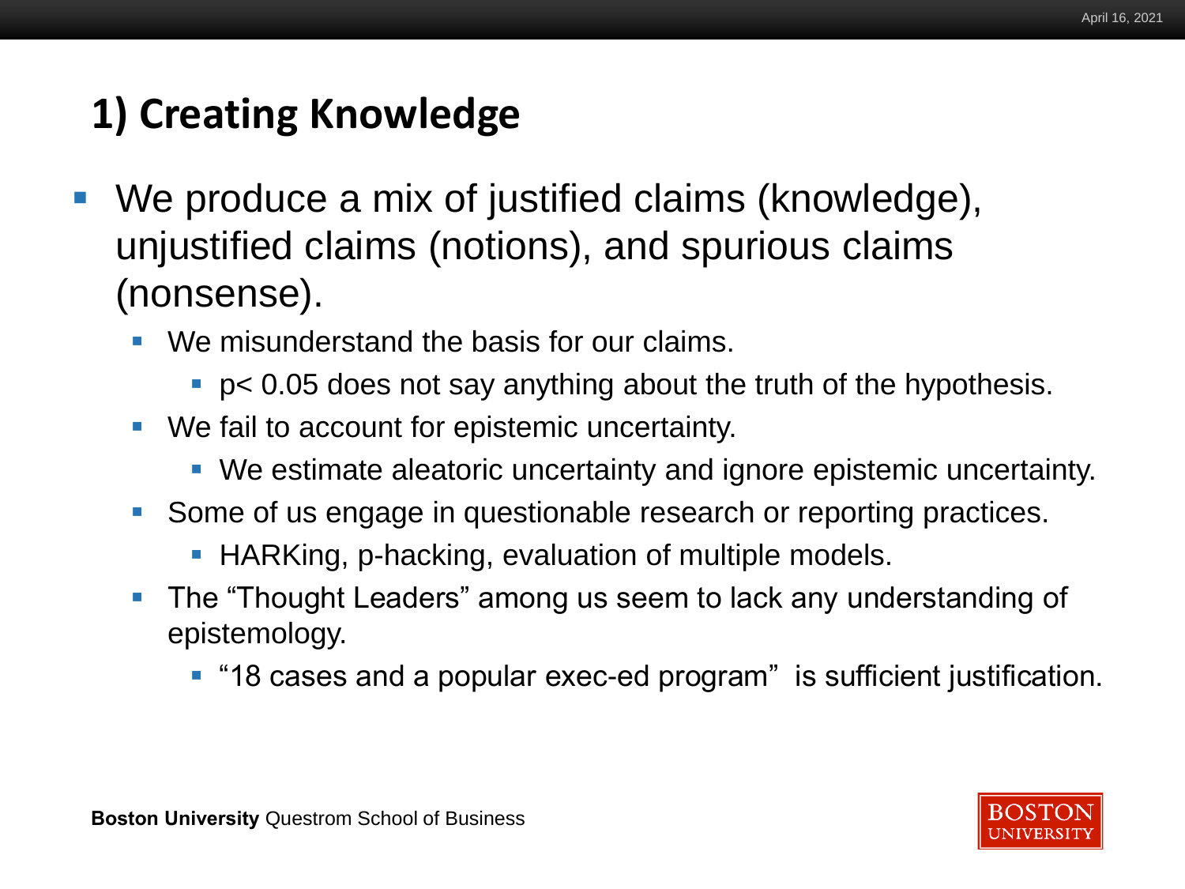## 1) Creating Knowledge

- We produce a mix of justified claims (knowledge), unjustified claims (notions), and spurious claims (nonsense).
  - We misunderstand the basis for our claims.
    - $p < 0.05$ does not say anything about the truth of the hypothesis.
  - We fail to account for epistemic uncertainty.
    - We estimate aleatoric uncertainty and ignore epistemic uncertainty.
  - Some of us engage in questionable research or reporting practices.
    - HARKing, p-hacking, evaluation of multiple models.
  - The "Thought Leaders" among us seem to lack any understanding of epistemology.
    - "18 cases and a popular exec-ed program" is sufficient justification.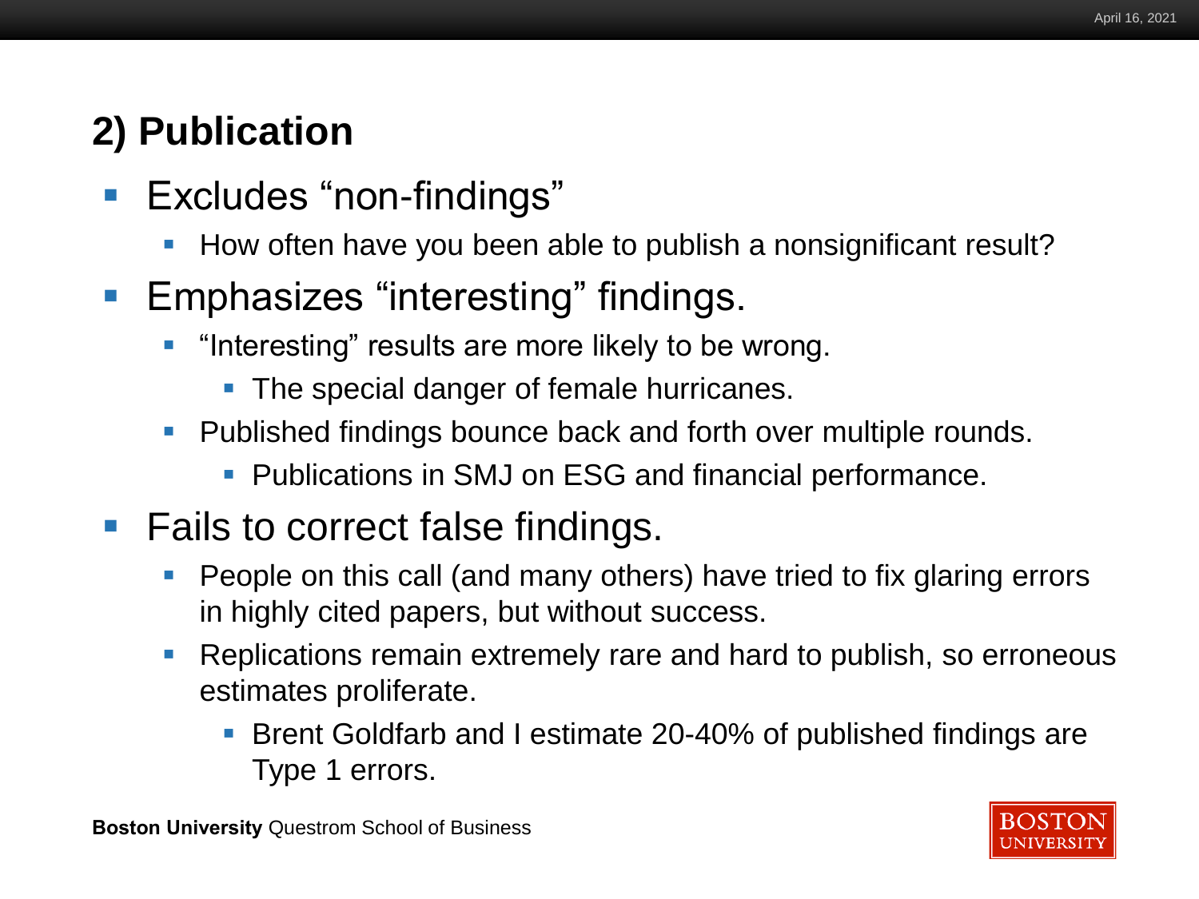## 2) Publication

- Excludes “non-findings”
  - How often have you been able to publish a nonsignificant result?
- Emphasizes “interesting” findings.
  - “Interesting” results are more likely to be wrong.
    - The special danger of female hurricanes.
  - Published findings bounce back and forth over multiple rounds.
    - Publications in SMJ on ESG and financial performance.
- Fails to correct false findings.
  - People on this call (and many others) have tried to fix glaring errors in highly cited papers, but without success.
  - Replications remain extremely rare and hard to publish, so erroneous estimates proliferate.
    - Brent Goldfarb and I estimate 20-40% of published findings are Type 1 errors.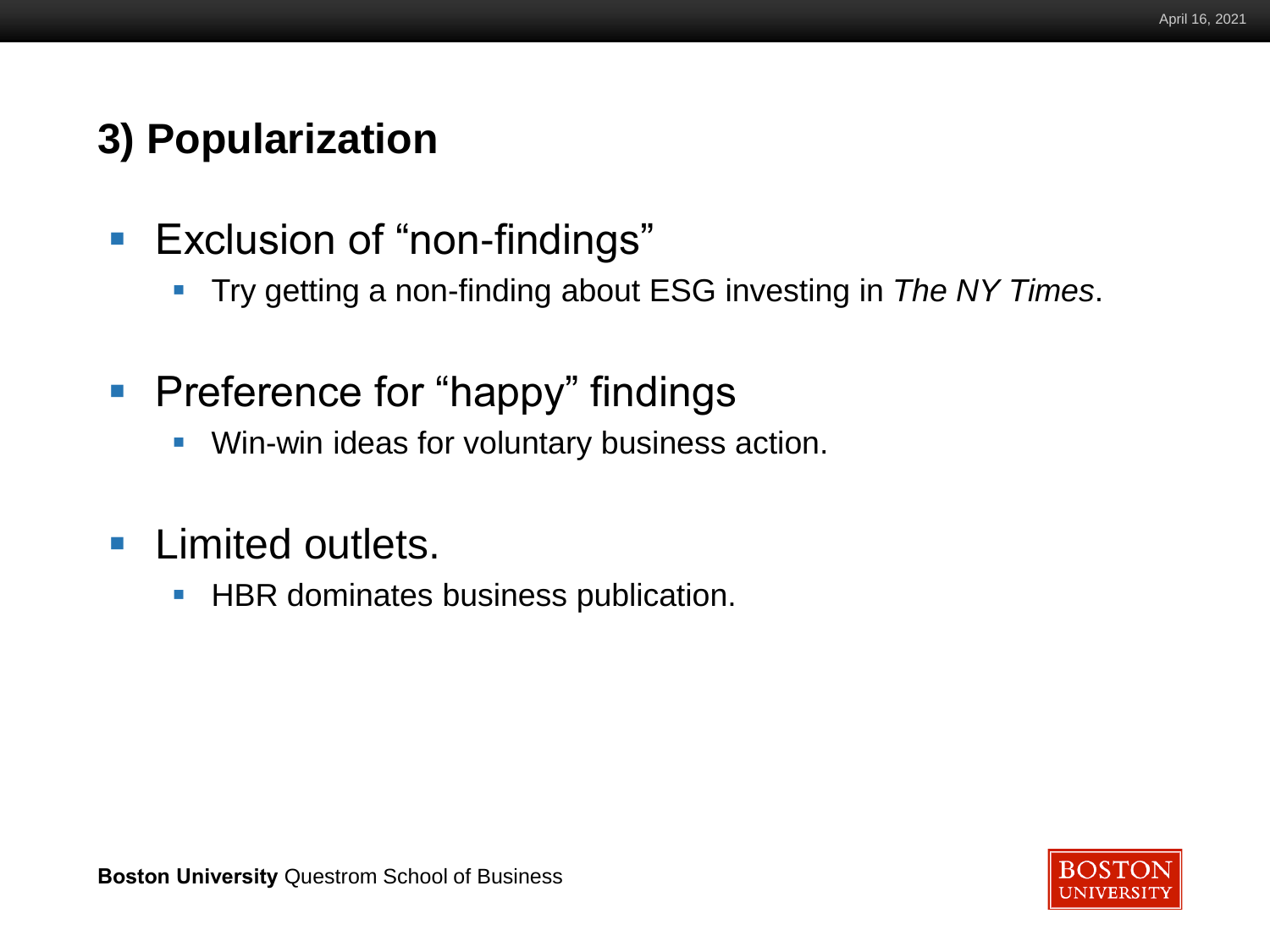## 3) Popularization

- Exclusion of "non-findings"
  - Try getting a non-finding about ESG investing in *The NY Times*.
- Preference for "happy" findings
  - Win-win ideas for voluntary business action.
- Limited outlets.
  - HBR dominates business publication.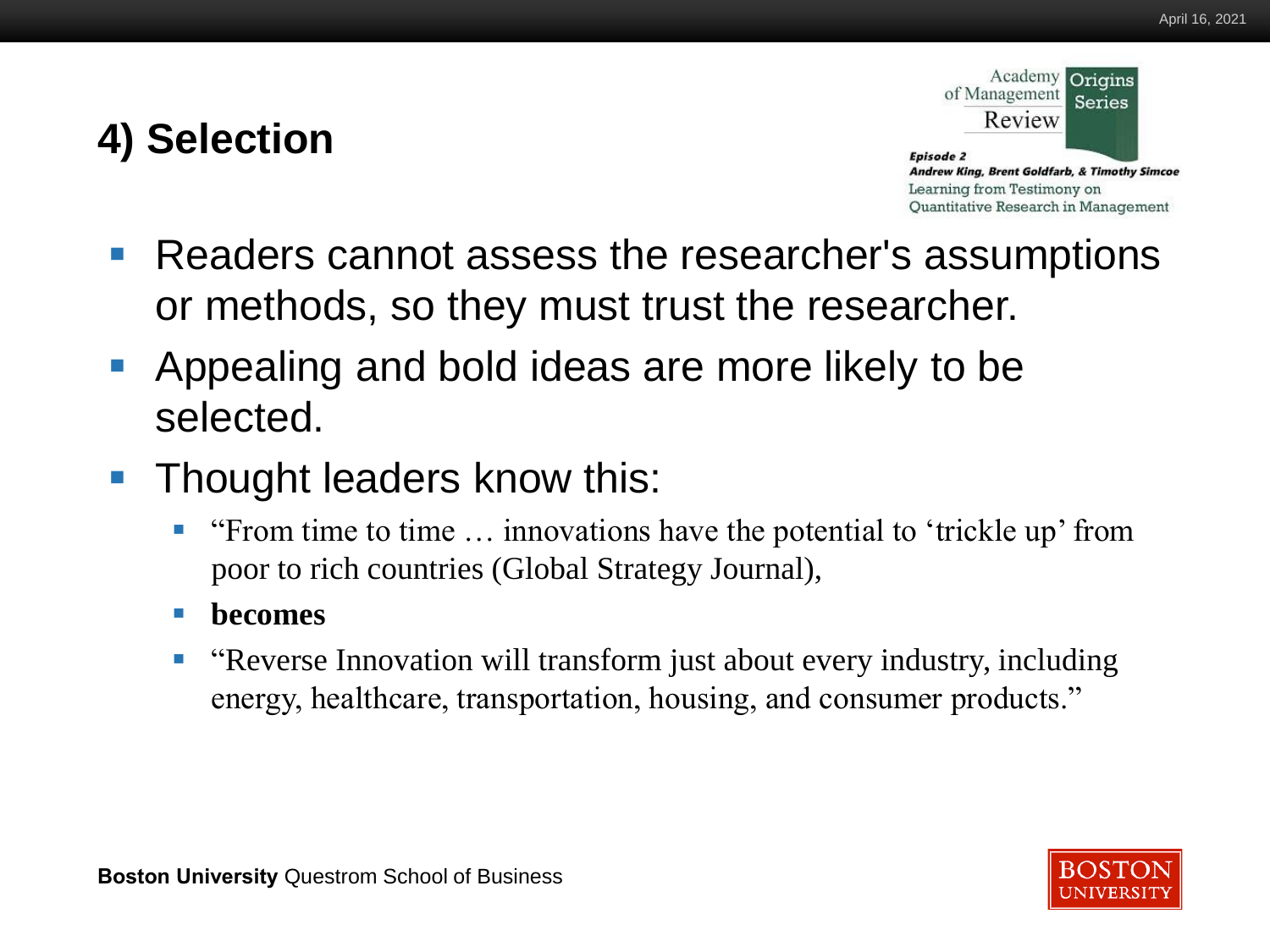# 4) Selection

Academy of Management Review — Origins Series

*Episode 2*
***Andrew King, Brent Goldfarb, & Timothy Simcoe***
Learning from Testimony on Quantitative Research in Management

- Readers cannot assess the researcher's assumptions or methods, so they must trust the researcher.
- Appealing and bold ideas are more likely to be selected.
- Thought leaders know this:
  - "From time to time … innovations have the potential to 'trickle up' from poor to rich countries (Global Strategy Journal),
  - **becomes**
  - "Reverse Innovation will transform just about every industry, including energy, healthcare, transportation, housing, and consumer products."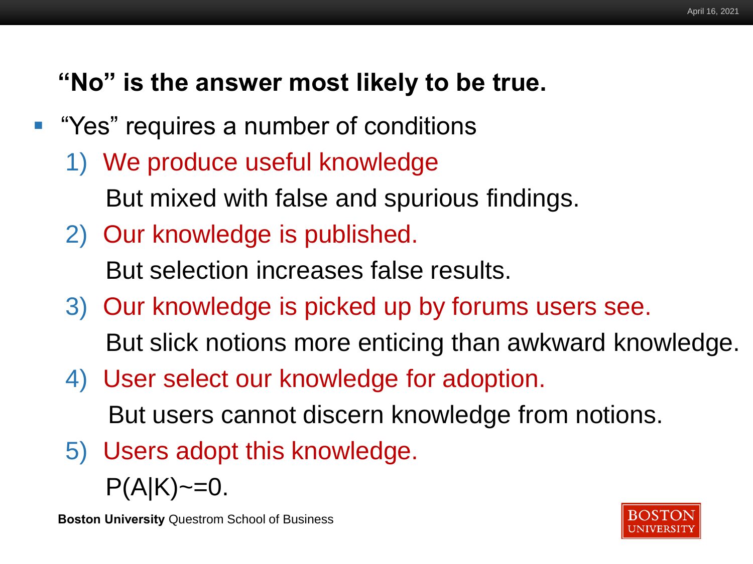## "No" is the answer most likely to be true.

- "Yes" requires a number of conditions
  1) We produce useful knowledge

     But mixed with false and spurious findings.
  2) Our knowledge is published.

     But selection increases false results.
  3) Our knowledge is picked up by forums users see.

     But slick notions more enticing than awkward knowledge.
  4) User select our knowledge for adoption.

     But users cannot discern knowledge from notions.
  5) Users adopt this knowledge.

     $P(A|K) \sim= 0$.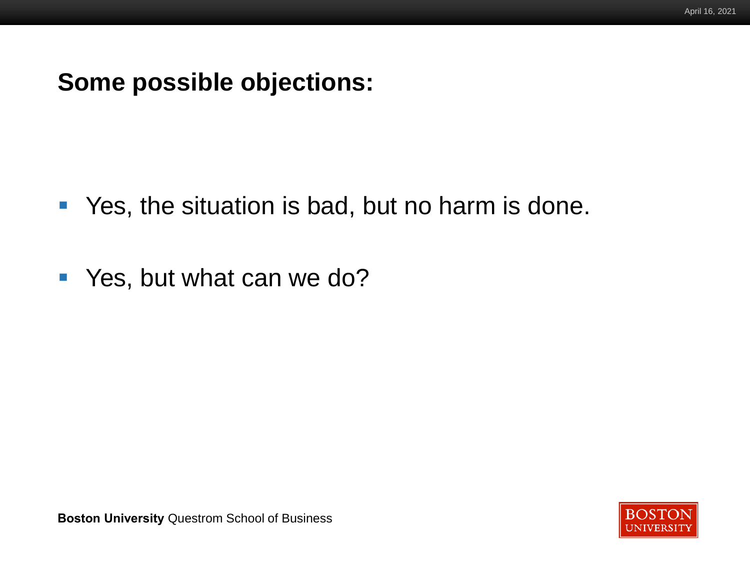## Some possible objections:

- Yes, the situation is bad, but no harm is done.
- Yes, but what can we do?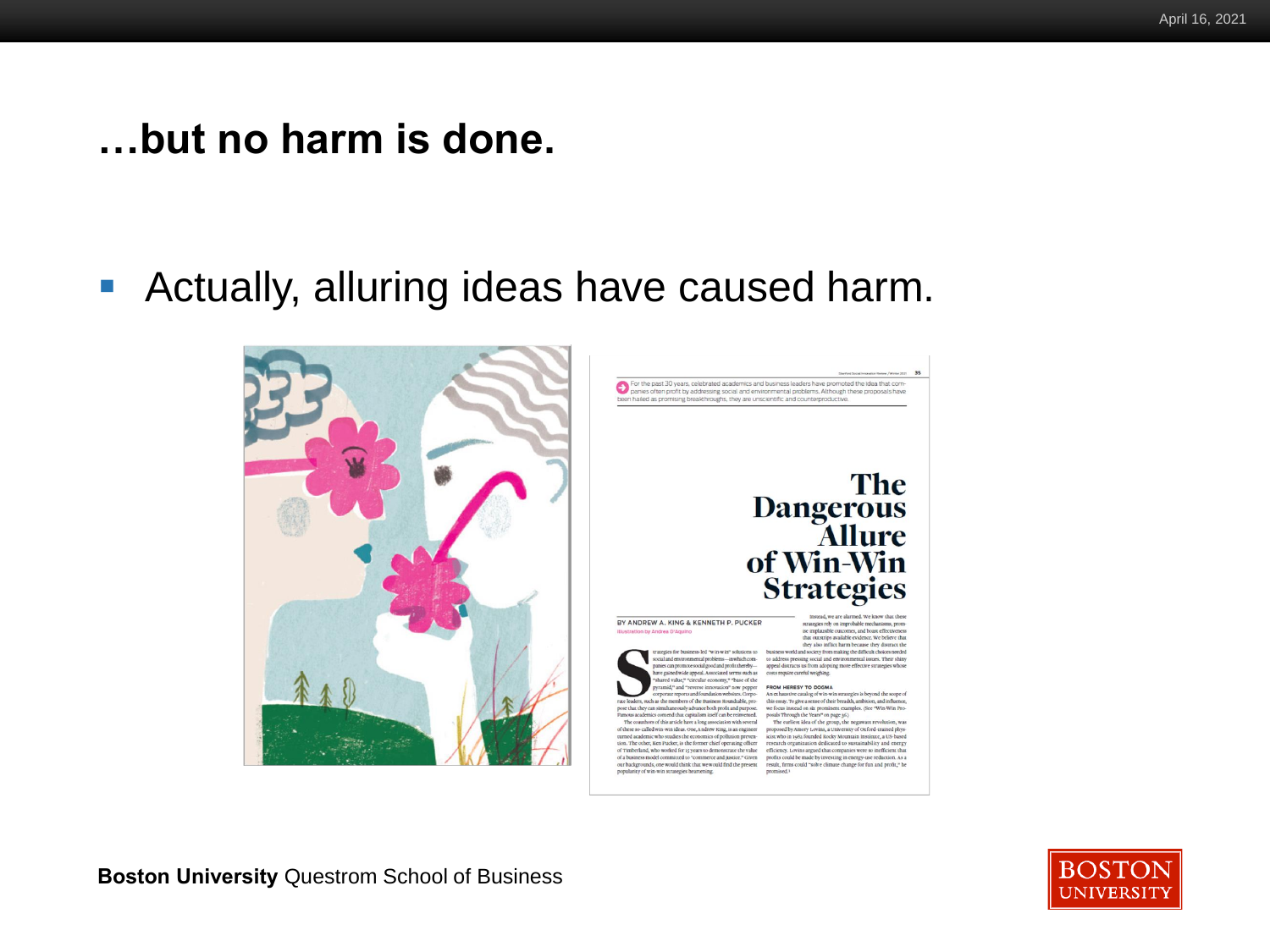## …but no harm is done.

- Actually, alluring ideas have caused harm.

For the past 30 years, celebrated academics and business leaders have promoted the idea that companies often profit by addressing social and environmental problems. Although these proposals have been hailed as promising breakthroughs, they are unscientific and counterproductive.

# The Dangerous Allure of Win-Win Strategies

BY ANDREW A. KING & KENNETH P. PUCKER

Illustration by Andrea D'Aquino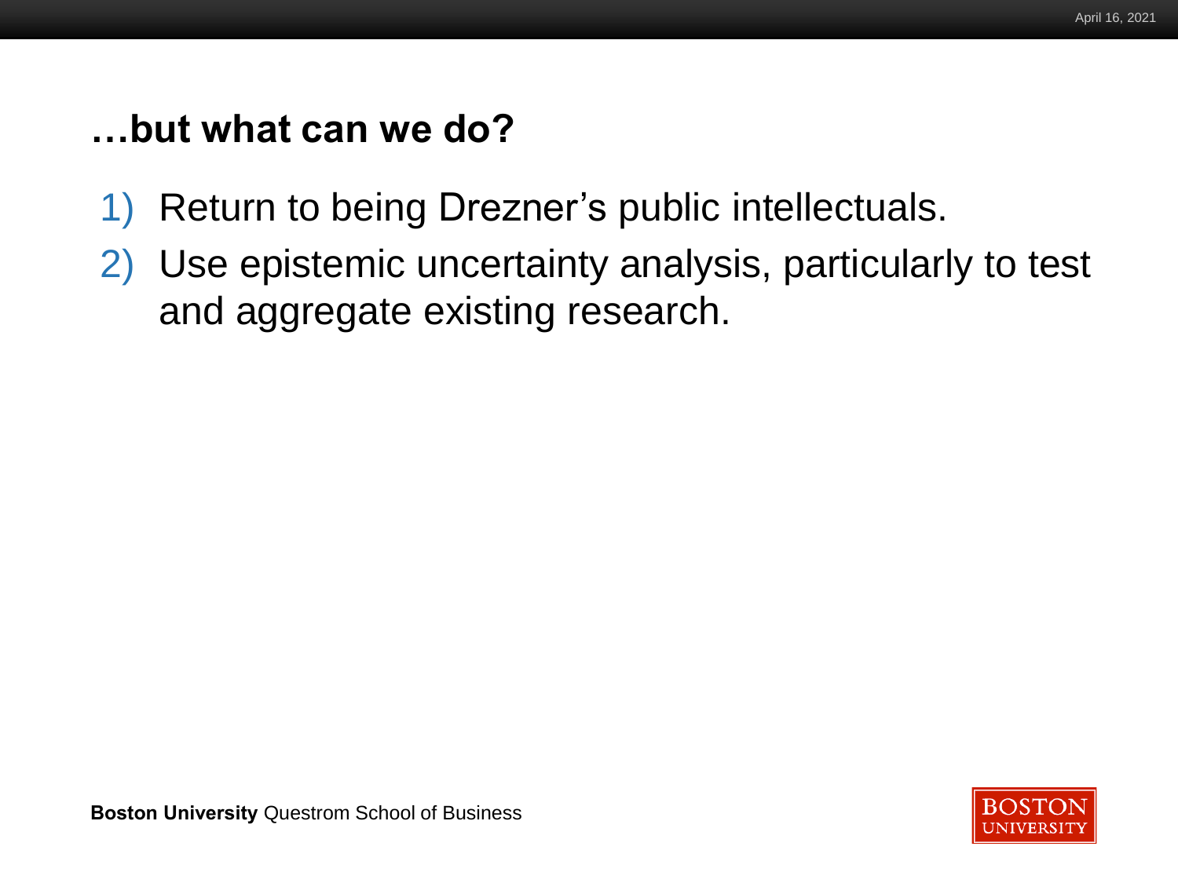## …but what can we do?

1) Return to being Drezner's public intellectuals.
2) Use epistemic uncertainty analysis, particularly to test and aggregate existing research.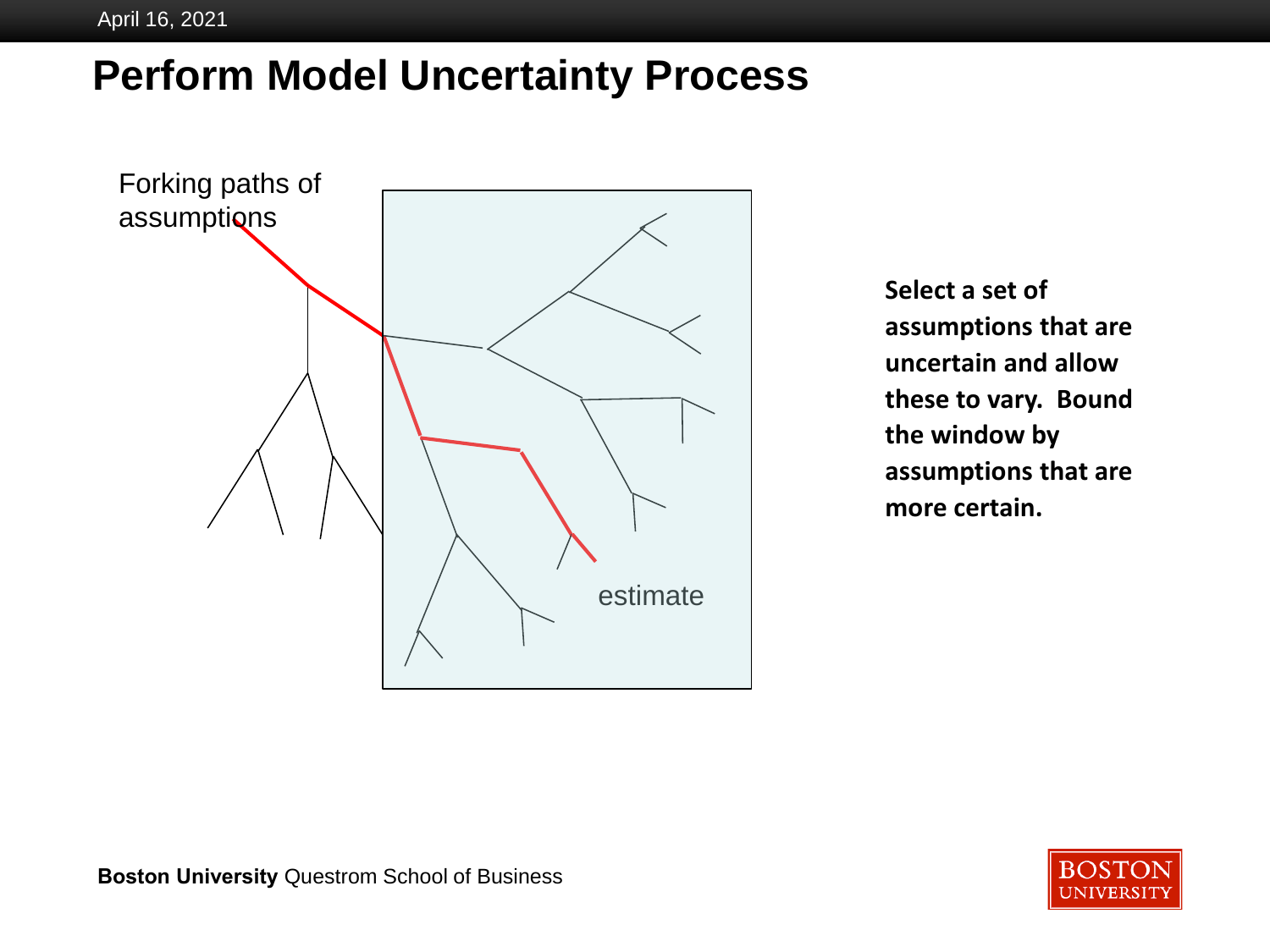# Perform Model Uncertainty Process

Forking paths of assumptions

estimate

**Select a set of assumptions that are uncertain and allow these to vary. Bound the window by assumptions that are more certain.**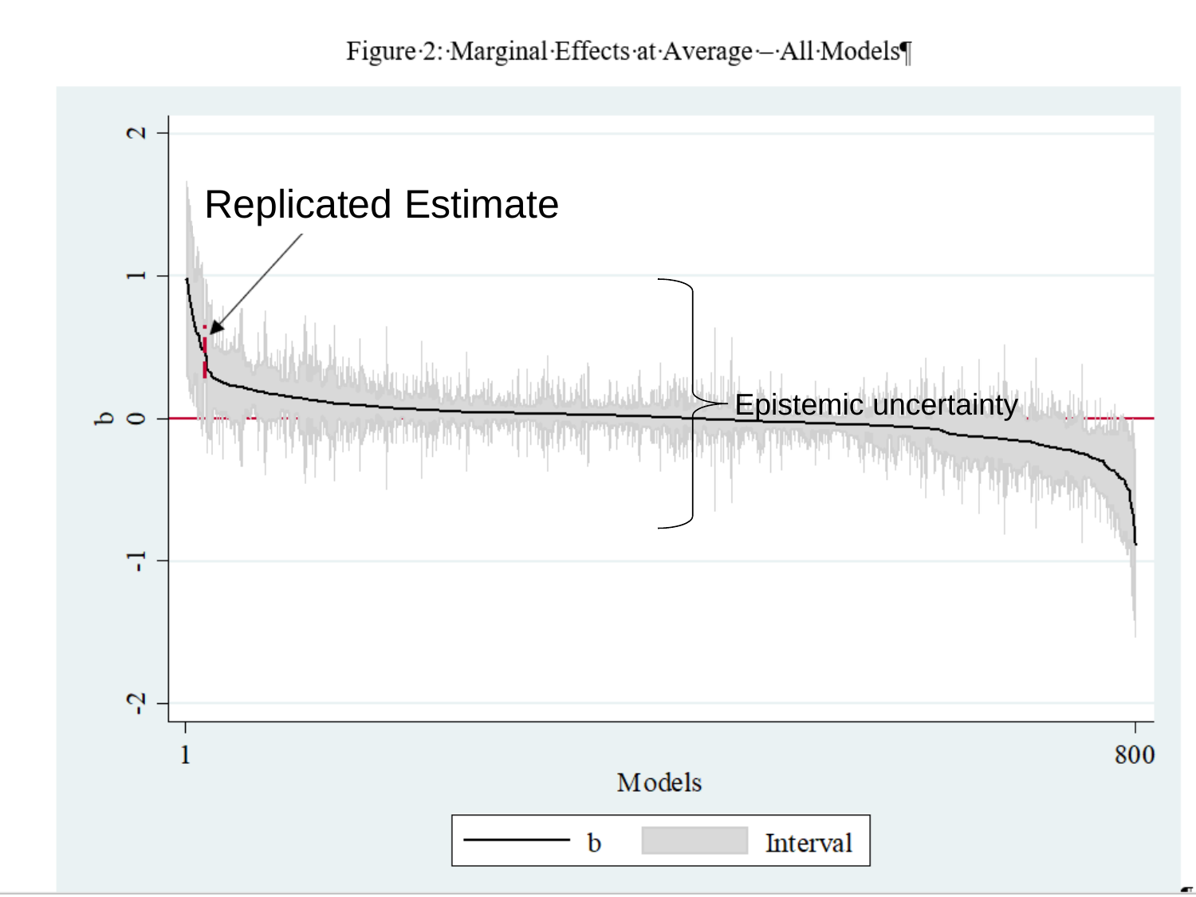Figure 2: Marginal Effects at Average – All Models

Replicated Estimate

Epistemic uncertainty

b

2

1

0

-1

-2

1

800

Models

b Interval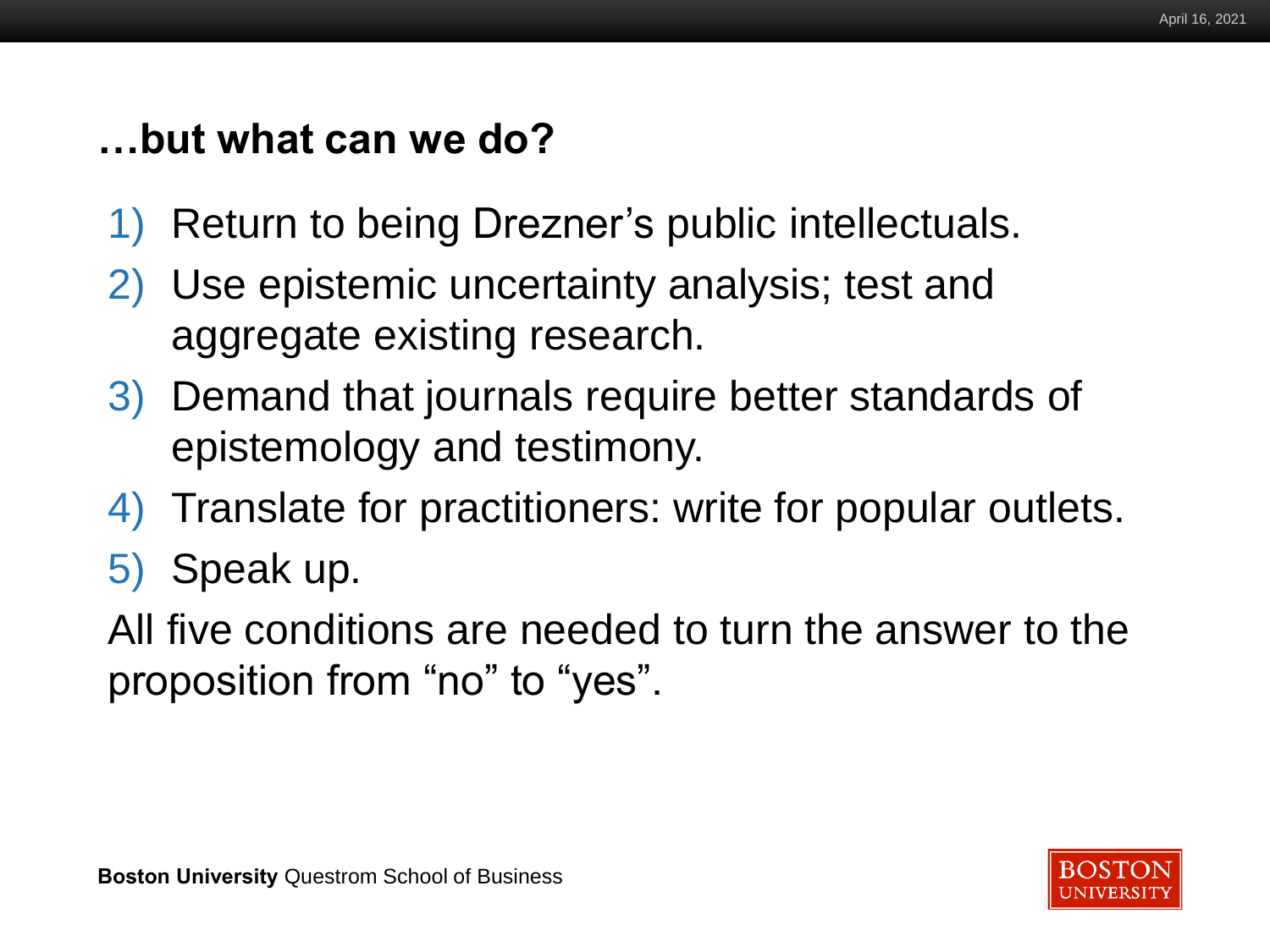## …but what can we do?

1) Return to being Drezner’s public intellectuals.
2) Use epistemic uncertainty analysis; test and aggregate existing research.
3) Demand that journals require better standards of epistemology and testimony.
4) Translate for practitioners: write for popular outlets.
5) Speak up.

All five conditions are needed to turn the answer to the proposition from “no” to “yes”.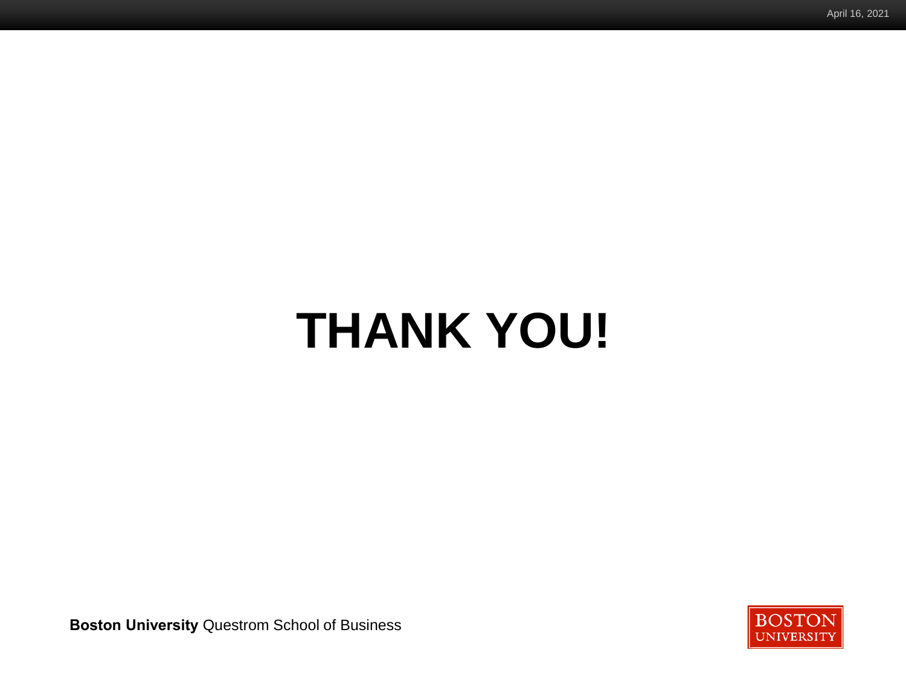# THANK YOU!